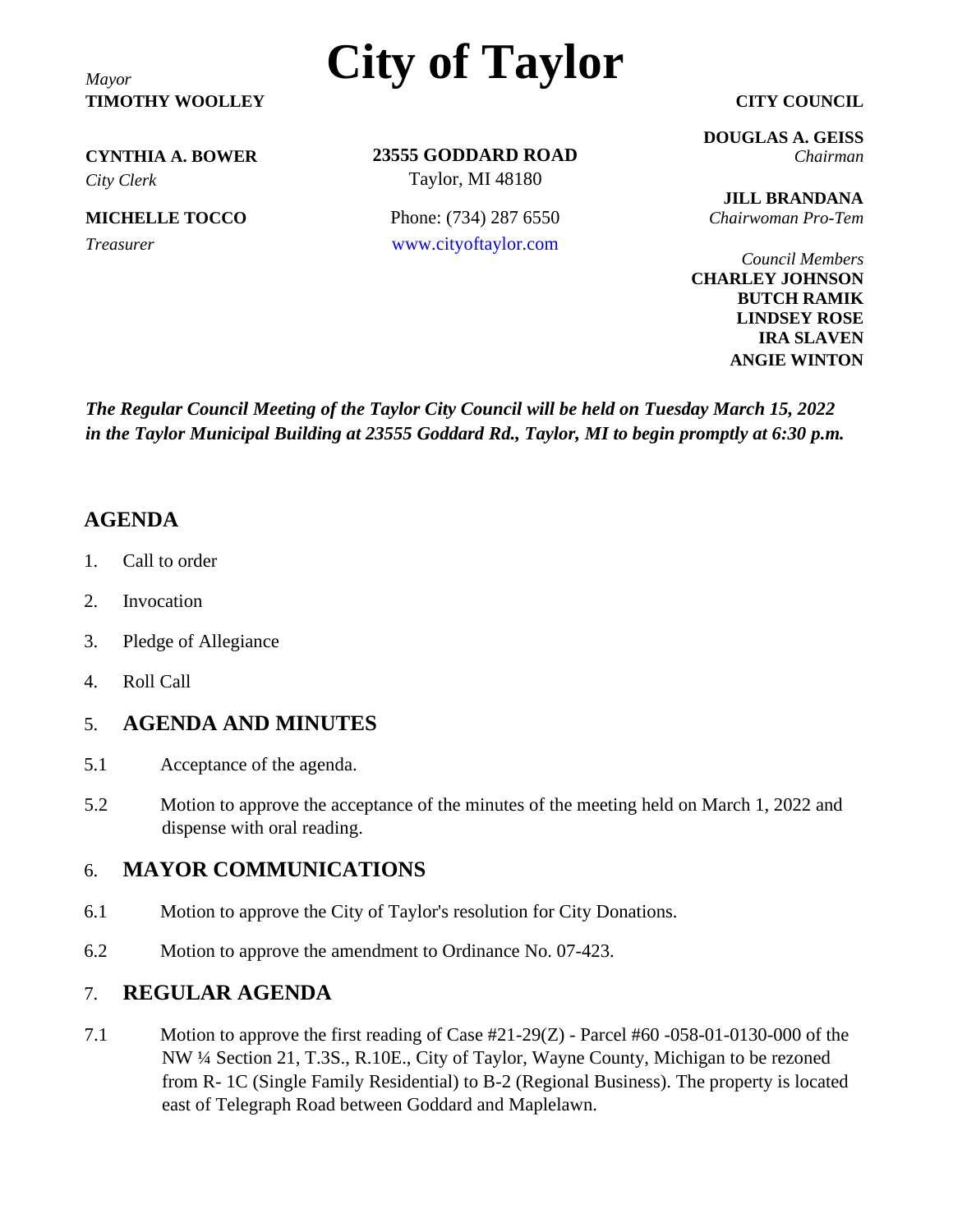# City of Taylor

*Mayor*
**TIMOTHY WOOLLEY**

**CYNTHIA A. BOWER**
*City Clerk*

**MICHELLE TOCCO**
*Treasurer*

**23555 GODDARD ROAD**
Taylor, MI 48180

Phone: (734) 287 6550
www.cityoftaylor.com

**CITY COUNCIL**

**DOUGLAS A. GEISS**
*Chairman*

**JILL BRANDANA**
*Chairwoman Pro-Tem*

*Council Members*
**CHARLEY JOHNSON**
**BUTCH RAMIK**
**LINDSEY ROSE**
**IRA SLAVEN**
**ANGIE WINTON**

***The Regular Council Meeting of the Taylor City Council will be held on Tuesday March 15, 2022 in the Taylor Municipal Building at 23555 Goddard Rd., Taylor, MI to begin promptly at 6:30 p.m.***

## AGENDA

1. Call to order
2. Invocation
3. Pledge of Allegiance
4. Roll Call

### 5. AGENDA AND MINUTES

5.1 Acceptance of the agenda.

5.2 Motion to approve the acceptance of the minutes of the meeting held on March 1, 2022 and dispense with oral reading.

### 6. MAYOR COMMUNICATIONS

6.1 Motion to approve the City of Taylor's resolution for City Donations.

6.2 Motion to approve the amendment to Ordinance No. 07-423.

### 7. REGULAR AGENDA

7.1 Motion to approve the first reading of Case #21-29(Z) - Parcel #60 -058-01-0130-000 of the NW ¼ Section 21, T.3S., R.10E., City of Taylor, Wayne County, Michigan to be rezoned from R- 1C (Single Family Residential) to B-2 (Regional Business). The property is located east of Telegraph Road between Goddard and Maplelawn.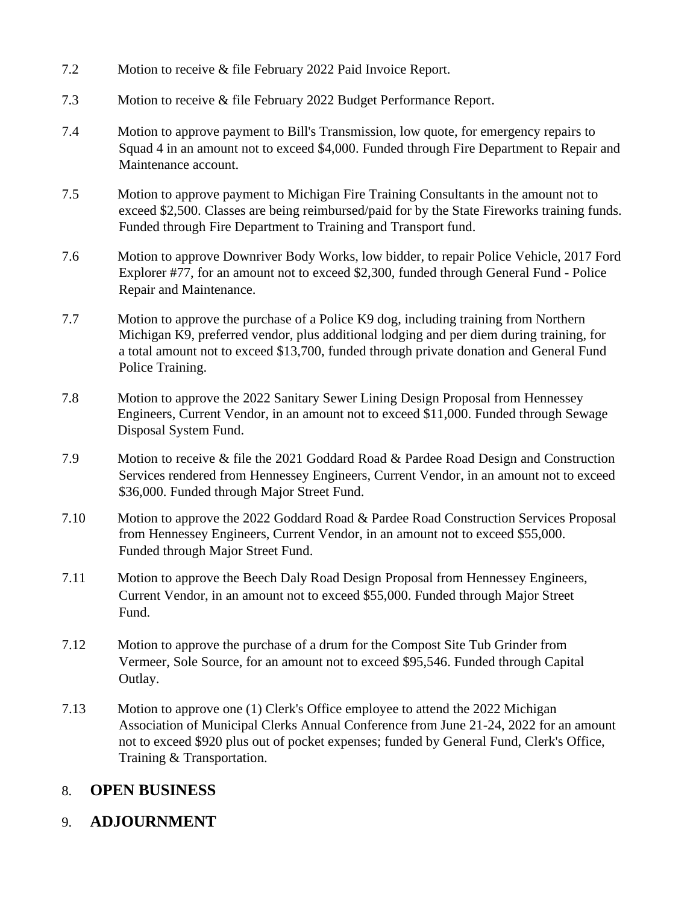7.2 Motion to receive & file February 2022 Paid Invoice Report.

7.3 Motion to receive & file February 2022 Budget Performance Report.

7.4 Motion to approve payment to Bill's Transmission, low quote, for emergency repairs to Squad 4 in an amount not to exceed $4,000. Funded through Fire Department to Repair and Maintenance account.

7.5 Motion to approve payment to Michigan Fire Training Consultants in the amount not to exceed $2,500. Classes are being reimbursed/paid for by the State Fireworks training funds. Funded through Fire Department to Training and Transport fund.

7.6 Motion to approve Downriver Body Works, low bidder, to repair Police Vehicle, 2017 Ford Explorer #77, for an amount not to exceed $2,300, funded through General Fund - Police Repair and Maintenance.

7.7 Motion to approve the purchase of a Police K9 dog, including training from Northern Michigan K9, preferred vendor, plus additional lodging and per diem during training, for a total amount not to exceed $13,700, funded through private donation and General Fund Police Training.

7.8 Motion to approve the 2022 Sanitary Sewer Lining Design Proposal from Hennessey Engineers, Current Vendor, in an amount not to exceed $11,000. Funded through Sewage Disposal System Fund.

7.9 Motion to receive & file the 2021 Goddard Road & Pardee Road Design and Construction Services rendered from Hennessey Engineers, Current Vendor, in an amount not to exceed $36,000. Funded through Major Street Fund.

7.10 Motion to approve the 2022 Goddard Road & Pardee Road Construction Services Proposal from Hennessey Engineers, Current Vendor, in an amount not to exceed $55,000. Funded through Major Street Fund.

7.11 Motion to approve the Beech Daly Road Design Proposal from Hennessey Engineers, Current Vendor, in an amount not to exceed $55,000. Funded through Major Street Fund.

7.12 Motion to approve the purchase of a drum for the Compost Site Tub Grinder from Vermeer, Sole Source, for an amount not to exceed $95,546. Funded through Capital Outlay.

7.13 Motion to approve one (1) Clerk's Office employee to attend the 2022 Michigan Association of Municipal Clerks Annual Conference from June 21-24, 2022 for an amount not to exceed $920 plus out of pocket expenses; funded by General Fund, Clerk's Office, Training & Transportation.

## 8. OPEN BUSINESS

## 9. ADJOURNMENT